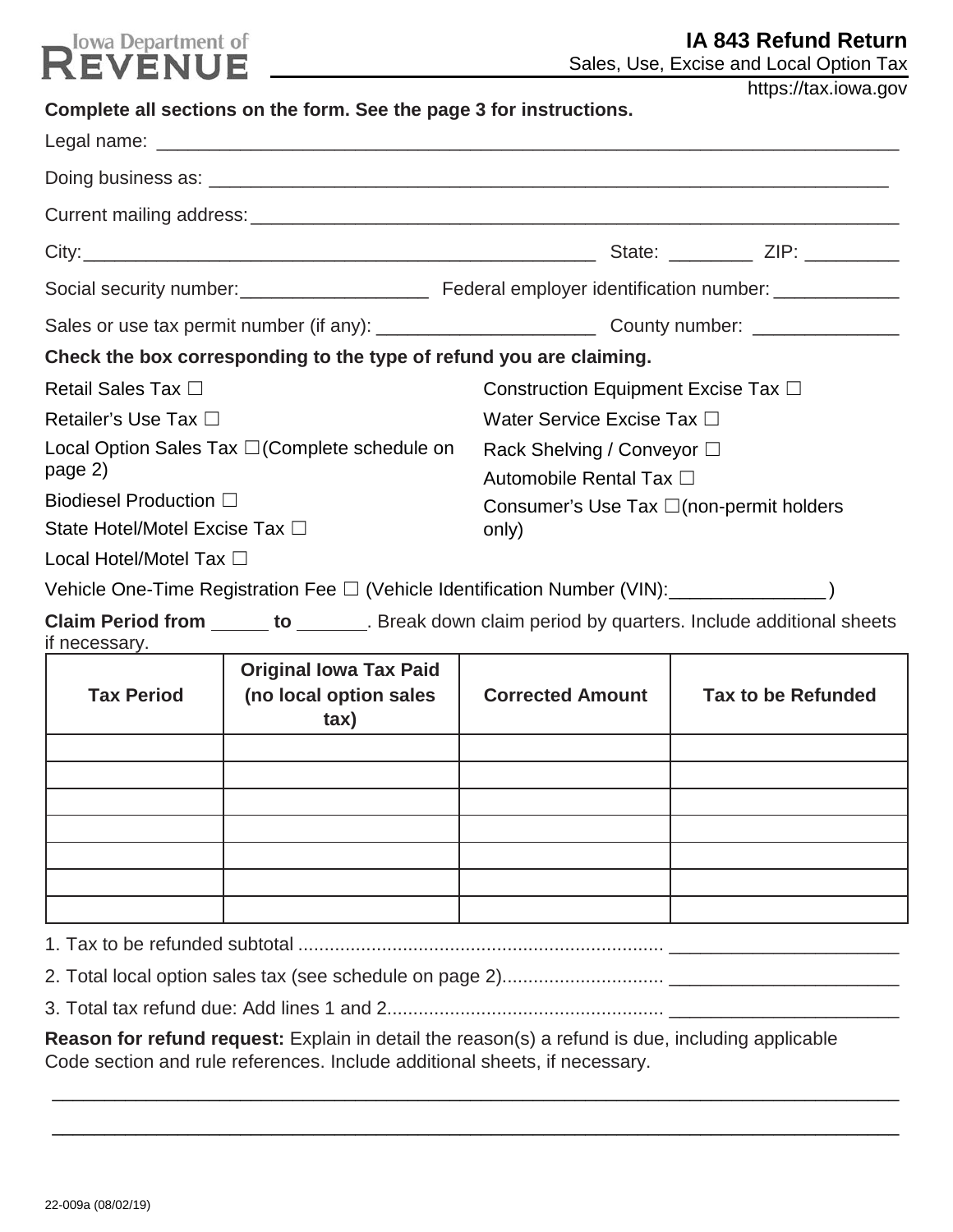Iowa Department of REVENUE

# IA 843 Refund Return

Sales, Use, Excise and Local Option Tax

https://tax.iowa.gov

**Complete all sections on the form. See the page 3 for instructions.**

Legal name: ___________________________________________________________________________

Doing business as: ______________________________________________________________________

Current mailing address: _________________________________________________________________

City: ____________________________________________________ State: ________ ZIP: _________

Social security number: __________________ Federal employer identification number: ____________

Sales or use tax permit number (if any): _____________________ County number: ______________

**Check the box corresponding to the type of refund you are claiming.**

Retail Sales Tax ☐

Retailer's Use Tax ☐

Local Option Sales Tax ☐ (Complete schedule on page 2)

Biodiesel Production ☐

State Hotel/Motel Excise Tax ☐

Local Hotel/Motel Tax ☐

Construction Equipment Excise Tax ☐

Water Service Excise Tax ☐

Rack Shelving / Conveyor ☐

Automobile Rental Tax ☐

Consumer's Use Tax ☐ (non-permit holders only)

Vehicle One-Time Registration Fee ☐ (Vehicle Identification Number (VIN): _______________)

**Claim Period from** _____ **to** _______. Break down claim period by quarters. Include additional sheets if necessary.

| Tax Period | Original Iowa Tax Paid (no local option sales tax) | Corrected Amount | Tax to be Refunded |
|---|---|---|---|
| | | | |
| | | | |
| | | | |
| | | | |
| | | | |
| | | | |
| | | | |

1. Tax to be refunded subtotal ...................................................................... ______________________

2. Total local option sales tax (see schedule on page 2)............................... ______________________

3. Total tax refund due: Add lines 1 and 2..................................................... ______________________

**Reason for refund request:** Explain in detail the reason(s) a refund is due, including applicable Code section and rule references. Include additional sheets, if necessary.

_____________________________________________________________________________________

_____________________________________________________________________________________

22-009a (08/02/19)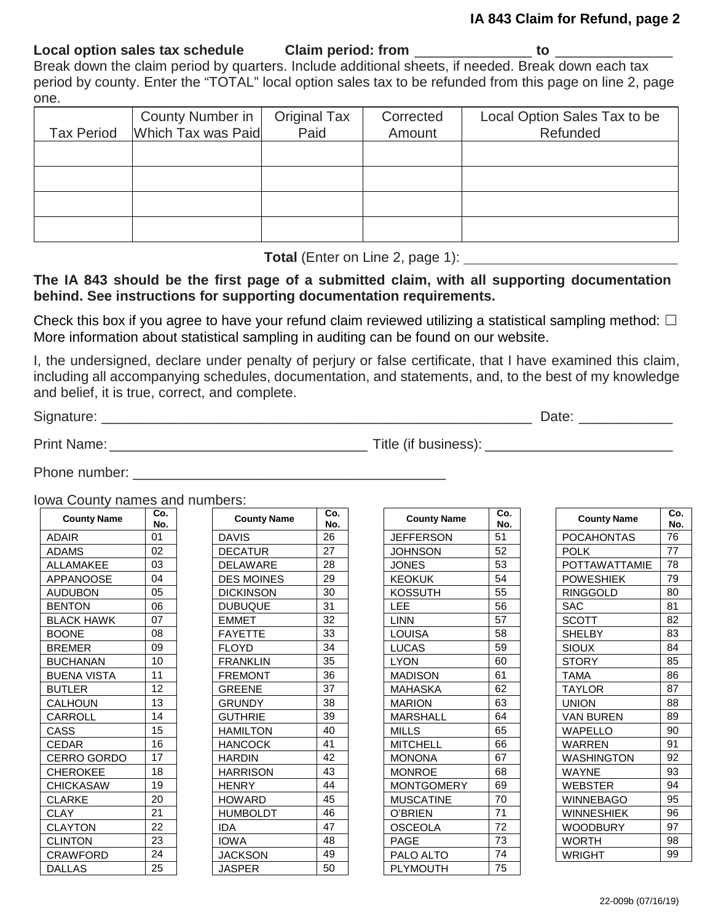**IA 843 Claim for Refund, page 2**

**Local option sales tax schedule** **Claim period: from** _______________ **to** _______________

Break down the claim period by quarters. Include additional sheets, if needed. Break down each tax period by county. Enter the "TOTAL" local option sales tax to be refunded from this page on line 2, page one.

| Tax Period | County Number in Which Tax was Paid | Original Tax Paid | Corrected Amount | Local Option Sales Tax to be Refunded |
|---|---|---|---|---|
| | | | | |
| | | | | |
| | | | | |
| | | | | |

**Total** (Enter on Line 2, page 1): ___________________________

**The IA 843 should be the first page of a submitted claim, with all supporting documentation behind. See instructions for supporting documentation requirements.**

Check this box if you agree to have your refund claim reviewed utilizing a statistical sampling method: ☐
More information about statistical sampling in auditing can be found on our website.

I, the undersigned, declare under penalty of perjury or false certificate, that I have examined this claim, including all accompanying schedules, documentation, and statements, and, to the best of my knowledge and belief, it is true, correct, and complete.

Signature: ___________________________________________________________ Date: ____________

Print Name: _________________________________ Title (if business): ________________________

Phone number: ________________________________________

Iowa County names and numbers:

| County Name | Co. No. | County Name | Co. No. | County Name | Co. No. | County Name | Co. No. |
|---|---|---|---|---|---|---|---|
| ADAIR | 01 | DAVIS | 26 | JEFFERSON | 51 | POCAHONTAS | 76 |
| ADAMS | 02 | DECATUR | 27 | JOHNSON | 52 | POLK | 77 |
| ALLAMAKEE | 03 | DELAWARE | 28 | JONES | 53 | POTTAWATTAMIE | 78 |
| APPANOOSE | 04 | DES MOINES | 29 | KEOKUK | 54 | POWESHIEK | 79 |
| AUDUBON | 05 | DICKINSON | 30 | KOSSUTH | 55 | RINGGOLD | 80 |
| BENTON | 06 | DUBUQUE | 31 | LEE | 56 | SAC | 81 |
| BLACK HAWK | 07 | EMMET | 32 | LINN | 57 | SCOTT | 82 |
| BOONE | 08 | FAYETTE | 33 | LOUISA | 58 | SHELBY | 83 |
| BREMER | 09 | FLOYD | 34 | LUCAS | 59 | SIOUX | 84 |
| BUCHANAN | 10 | FRANKLIN | 35 | LYON | 60 | STORY | 85 |
| BUENA VISTA | 11 | FREMONT | 36 | MADISON | 61 | TAMA | 86 |
| BUTLER | 12 | GREENE | 37 | MAHASKA | 62 | TAYLOR | 87 |
| CALHOUN | 13 | GRUNDY | 38 | MARION | 63 | UNION | 88 |
| CARROLL | 14 | GUTHRIE | 39 | MARSHALL | 64 | VAN BUREN | 89 |
| CASS | 15 | HAMILTON | 40 | MILLS | 65 | WAPELLO | 90 |
| CEDAR | 16 | HANCOCK | 41 | MITCHELL | 66 | WARREN | 91 |
| CERRO GORDO | 17 | HARDIN | 42 | MONONA | 67 | WASHINGTON | 92 |
| CHEROKEE | 18 | HARRISON | 43 | MONROE | 68 | WAYNE | 93 |
| CHICKASAW | 19 | HENRY | 44 | MONTGOMERY | 69 | WEBSTER | 94 |
| CLARKE | 20 | HOWARD | 45 | MUSCATINE | 70 | WINNEBAGO | 95 |
| CLAY | 21 | HUMBOLDT | 46 | O'BRIEN | 71 | WINNESHIEK | 96 |
| CLAYTON | 22 | IDA | 47 | OSCEOLA | 72 | WOODBURY | 97 |
| CLINTON | 23 | IOWA | 48 | PAGE | 73 | WORTH | 98 |
| CRAWFORD | 24 | JACKSON | 49 | PALO ALTO | 74 | WRIGHT | 99 |
| DALLAS | 25 | JASPER | 50 | PLYMOUTH | 75 | | |

22-009b (07/16/19)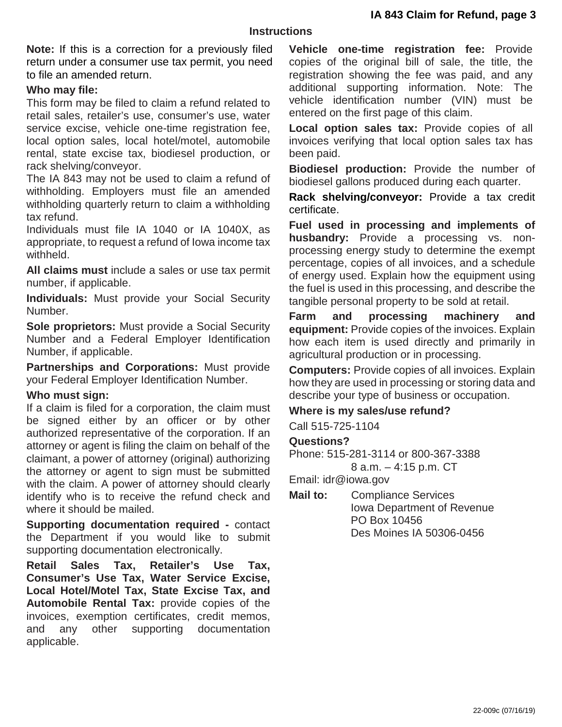## Instructions

**Note:** If this is a correction for a previously filed return under a consumer use tax permit, you need to file an amended return.

**Who may file:**

This form may be filed to claim a refund related to retail sales, retailer's use, consumer's use, water service excise, vehicle one-time registration fee, local option sales, local hotel/motel, automobile rental, state excise tax, biodiesel production, or rack shelving/conveyor.

The IA 843 may not be used to claim a refund of withholding. Employers must file an amended withholding quarterly return to claim a withholding tax refund.

Individuals must file IA 1040 or IA 1040X, as appropriate, to request a refund of Iowa income tax withheld.

**All claims must** include a sales or use tax permit number, if applicable.

**Individuals:** Must provide your Social Security Number.

**Sole proprietors:** Must provide a Social Security Number and a Federal Employer Identification Number, if applicable.

**Partnerships and Corporations:** Must provide your Federal Employer Identification Number.

**Who must sign:**

If a claim is filed for a corporation, the claim must be signed either by an officer or by other authorized representative of the corporation. If an attorney or agent is filing the claim on behalf of the claimant, a power of attorney (original) authorizing the attorney or agent to sign must be submitted with the claim. A power of attorney should clearly identify who is to receive the refund check and where it should be mailed.

**Supporting documentation required -** contact the Department if you would like to submit supporting documentation electronically.

**Retail Sales Tax, Retailer's Use Tax, Consumer's Use Tax, Water Service Excise, Local Hotel/Motel Tax, State Excise Tax, and Automobile Rental Tax:** provide copies of the invoices, exemption certificates, credit memos, and any other supporting documentation applicable.

**Vehicle one-time registration fee:** Provide copies of the original bill of sale, the title, the registration showing the fee was paid, and any additional supporting information. Note: The vehicle identification number (VIN) must be entered on the first page of this claim.

**Local option sales tax:** Provide copies of all invoices verifying that local option sales tax has been paid.

**Biodiesel production:** Provide the number of biodiesel gallons produced during each quarter.

**Rack shelving/conveyor:** Provide a tax credit certificate.

**Fuel used in processing and implements of husbandry:** Provide a processing vs. non-processing energy study to determine the exempt percentage, copies of all invoices, and a schedule of energy used. Explain how the equipment using the fuel is used in this processing, and describe the tangible personal property to be sold at retail.

**Farm and processing machinery and equipment:** Provide copies of the invoices. Explain how each item is used directly and primarily in agricultural production or in processing.

**Computers:** Provide copies of all invoices. Explain how they are used in processing or storing data and describe your type of business or occupation.

**Where is my sales/use refund?**

Call 515-725-1104

**Questions?**

Phone: 515-281-3114 or 800-367-3388
8 a.m. – 4:15 p.m. CT

Email: idr@iowa.gov

**Mail to:** Compliance Services
Iowa Department of Revenue
PO Box 10456
Des Moines IA 50306-0456

22-009c (07/16/19)